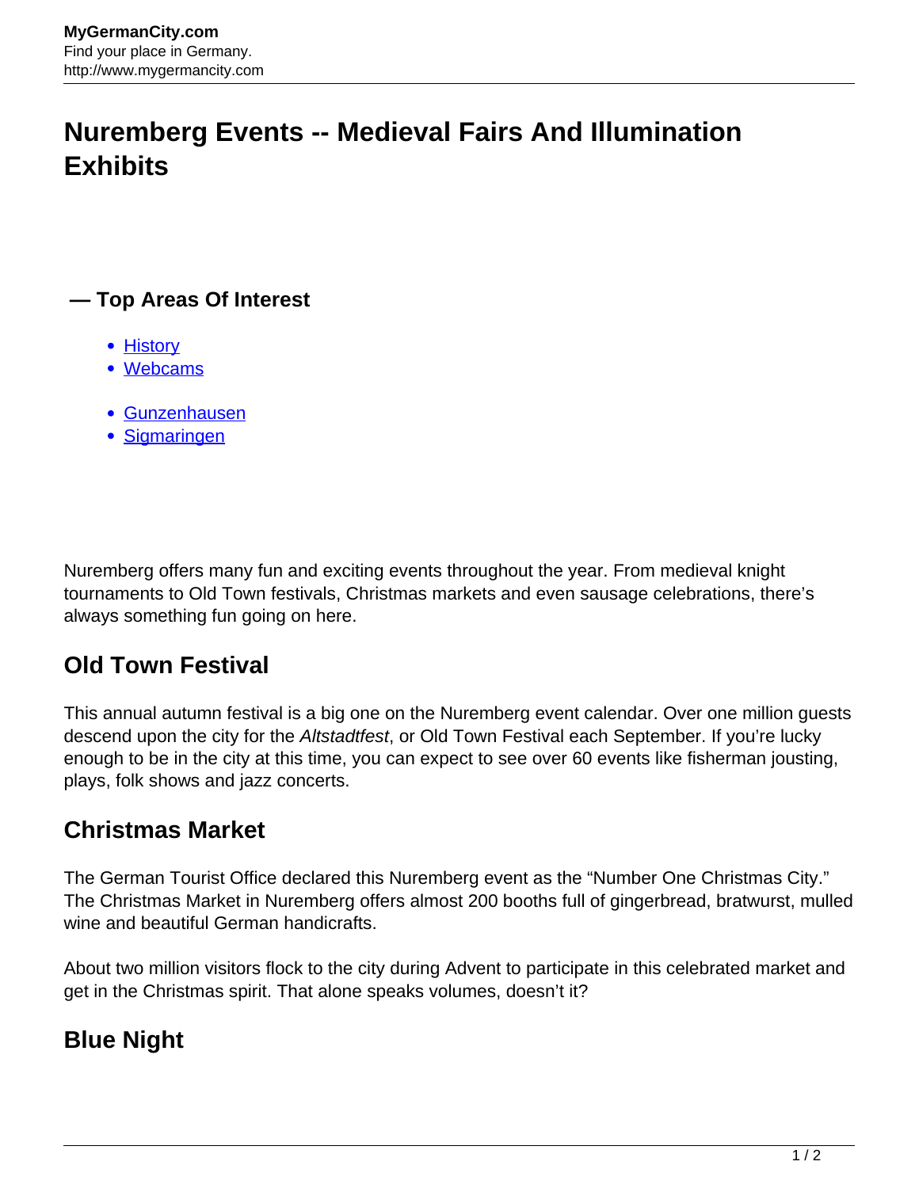# Nuremberg Events -- Medieval Fairs And Illumination Exhibits

## — Top Areas Of Interest

- History
- Webcams

- Gunzenhausen
- Sigmaringen

Nuremberg offers many fun and exciting events throughout the year. From medieval knight tournaments to Old Town festivals, Christmas markets and even sausage celebrations, there's always something fun going on here.

## Old Town Festival

This annual autumn festival is a big one on the Nuremberg event calendar. Over one million guests descend upon the city for the *Altstadtfest*, or Old Town Festival each September. If you're lucky enough to be in the city at this time, you can expect to see over 60 events like fisherman jousting, plays, folk shows and jazz concerts.

## Christmas Market

The German Tourist Office declared this Nuremberg event as the "Number One Christmas City." The Christmas Market in Nuremberg offers almost 200 booths full of gingerbread, bratwurst, mulled wine and beautiful German handicrafts.

About two million visitors flock to the city during Advent to participate in this celebrated market and get in the Christmas spirit. That alone speaks volumes, doesn't it?

## Blue Night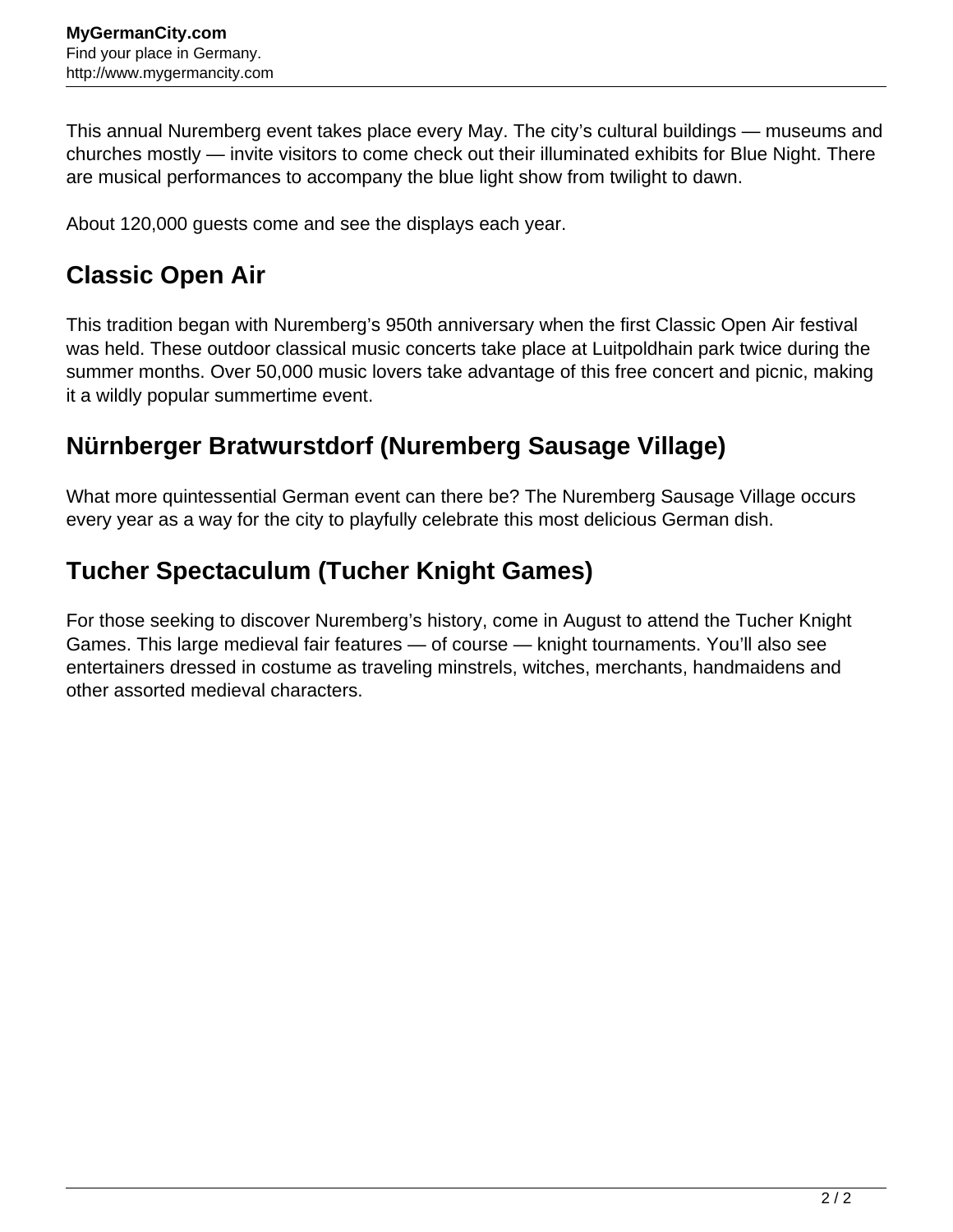This annual Nuremberg event takes place every May. The city's cultural buildings — museums and churches mostly — invite visitors to come check out their illuminated exhibits for Blue Night. There are musical performances to accompany the blue light show from twilight to dawn.

About 120,000 guests come and see the displays each year.

## Classic Open Air

This tradition began with Nuremberg's 950th anniversary when the first Classic Open Air festival was held. These outdoor classical music concerts take place at Luitpoldhain park twice during the summer months. Over 50,000 music lovers take advantage of this free concert and picnic, making it a wildly popular summertime event.

## Nürnberger Bratwurstdorf (Nuremberg Sausage Village)

What more quintessential German event can there be? The Nuremberg Sausage Village occurs every year as a way for the city to playfully celebrate this most delicious German dish.

## Tucher Spectaculum (Tucher Knight Games)

For those seeking to discover Nuremberg's history, come in August to attend the Tucher Knight Games. This large medieval fair features — of course — knight tournaments. You'll also see entertainers dressed in costume as traveling minstrels, witches, merchants, handmaidens and other assorted medieval characters.